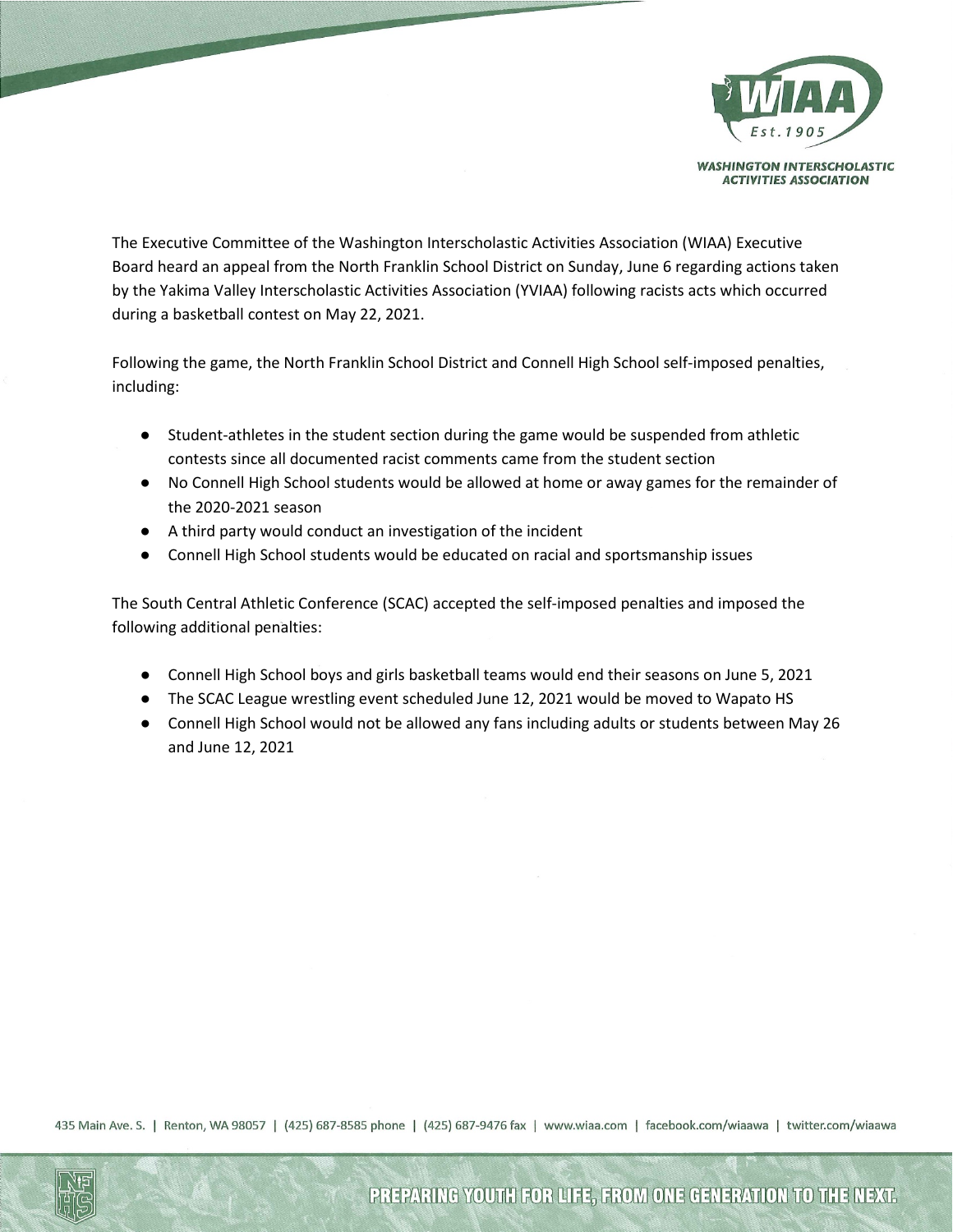The Executive Committee of the Washington Interscholastic Activities Association (WIAA) Executive Board heard an appeal from the North Franklin School District on Sunday, June 6 regarding actions taken by the Yakima Valley Interscholastic Activities Association (YVIAA) following racists acts which occurred during a basketball contest on May 22, 2021.

Following the game, the North Franklin School District and Connell High School self-imposed penalties, including:

- Student-athletes in the student section during the game would be suspended from athletic contests since all documented racist comments came from the student section
- No Connell High School students would be allowed at home or away games for the remainder of the 2020-2021 season
- A third party would conduct an investigation of the incident
- Connell High School students would be educated on racial and sportsmanship issues

The South Central Athletic Conference (SCAC) accepted the self-imposed penalties and imposed the following additional penalties:

- Connell High School boys and girls basketball teams would end their seasons on June 5, 2021
- The SCAC League wrestling event scheduled June 12, 2021 would be moved to Wapato HS
- Connell High School would not be allowed any fans including adults or students between May 26 and June 12, 2021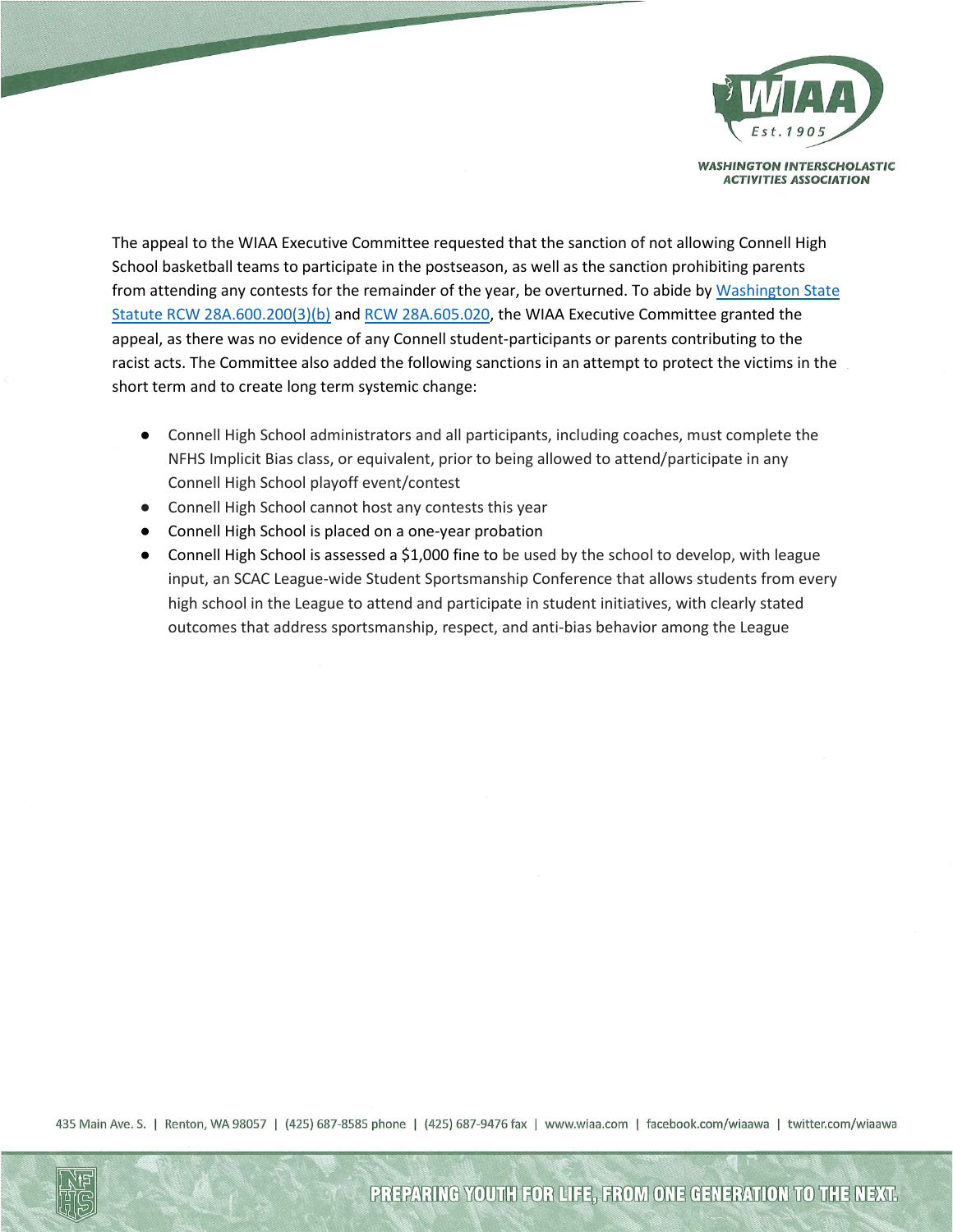The appeal to the WIAA Executive Committee requested that the sanction of not allowing Connell High School basketball teams to participate in the postseason, as well as the sanction prohibiting parents from attending any contests for the remainder of the year, be overturned. To abide by Washington State Statute RCW 28A.600.200(3)(b) and RCW 28A.605.020, the WIAA Executive Committee granted the appeal, as there was no evidence of any Connell student-participants or parents contributing to the racist acts. The Committee also added the following sanctions in an attempt to protect the victims in the short term and to create long term systemic change:

- Connell High School administrators and all participants, including coaches, must complete the NFHS Implicit Bias class, or equivalent, prior to being allowed to attend/participate in any Connell High School playoff event/contest
- Connell High School cannot host any contests this year
- Connell High School is placed on a one-year probation
- Connell High School is assessed a $1,000 fine to be used by the school to develop, with league input, an SCAC League-wide Student Sportsmanship Conference that allows students from every high school in the League to attend and participate in student initiatives, with clearly stated outcomes that address sportsmanship, respect, and anti-bias behavior among the League